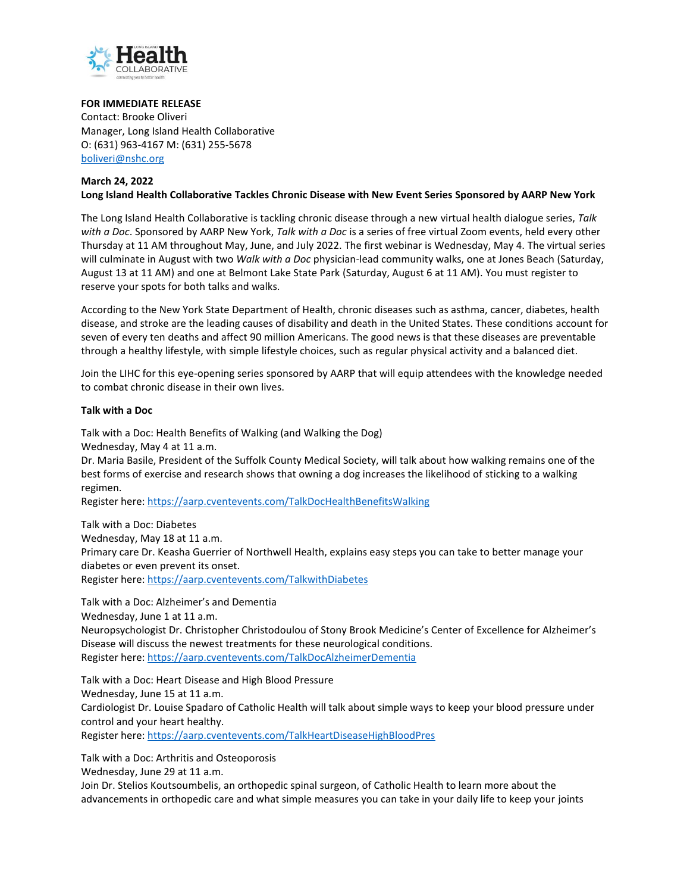**FOR IMMEDIATE RELEASE**
Contact: Brooke Oliveri
Manager, Long Island Health Collaborative
O: (631) 963-4167 M: (631) 255-5678
boliveri@nshc.org

**March 24, 2022**
**Long Island Health Collaborative Tackles Chronic Disease with New Event Series Sponsored by AARP New York**

The Long Island Health Collaborative is tackling chronic disease through a new virtual health dialogue series, *Talk with a Doc*. Sponsored by AARP New York, *Talk with a Doc* is a series of free virtual Zoom events, held every other Thursday at 11 AM throughout May, June, and July 2022. The first webinar is Wednesday, May 4. The virtual series will culminate in August with two *Walk with a Doc* physician-lead community walks, one at Jones Beach (Saturday, August 13 at 11 AM) and one at Belmont Lake State Park (Saturday, August 6 at 11 AM). You must register to reserve your spots for both talks and walks.

According to the New York State Department of Health, chronic diseases such as asthma, cancer, diabetes, health disease, and stroke are the leading causes of disability and death in the United States. These conditions account for seven of every ten deaths and affect 90 million Americans. The good news is that these diseases are preventable through a healthy lifestyle, with simple lifestyle choices, such as regular physical activity and a balanced diet.

Join the LIHC for this eye-opening series sponsored by AARP that will equip attendees with the knowledge needed to combat chronic disease in their own lives.

**Talk with a Doc**

Talk with a Doc: Health Benefits of Walking (and Walking the Dog)
Wednesday, May 4 at 11 a.m.
Dr. Maria Basile, President of the Suffolk County Medical Society, will talk about how walking remains one of the best forms of exercise and research shows that owning a dog increases the likelihood of sticking to a walking regimen.
Register here: https://aarp.cvent­events.com/TalkDocHealthBenefitsWalking

Talk with a Doc: Diabetes
Wednesday, May 18 at 11 a.m.
Primary care Dr. Keasha Guerrier of Northwell Health, explains easy steps you can take to better manage your diabetes or even prevent its onset.
Register here: https://aarp.cventevents.com/TalkwithDiabetes

Talk with a Doc: Alzheimer's and Dementia
Wednesday, June 1 at 11 a.m.
Neuropsychologist Dr. Christopher Christodoulou of Stony Brook Medicine's Center of Excellence for Alzheimer's Disease will discuss the newest treatments for these neurological conditions.
Register here: https://aarp.cventevents.com/TalkDocAlzheimerDementia

Talk with a Doc: Heart Disease and High Blood Pressure
Wednesday, June 15 at 11 a.m.
Cardiologist Dr. Louise Spadaro of Catholic Health will talk about simple ways to keep your blood pressure under control and your heart healthy.
Register here: https://aarp.cventevents.com/TalkHeartDiseaseHighBloodPres

Talk with a Doc: Arthritis and Osteoporosis
Wednesday, June 29 at 11 a.m.
Join Dr. Stelios Koutsoumbelis, an orthopedic spinal surgeon, of Catholic Health to learn more about the advancements in orthopedic care and what simple measures you can take in your daily life to keep your joints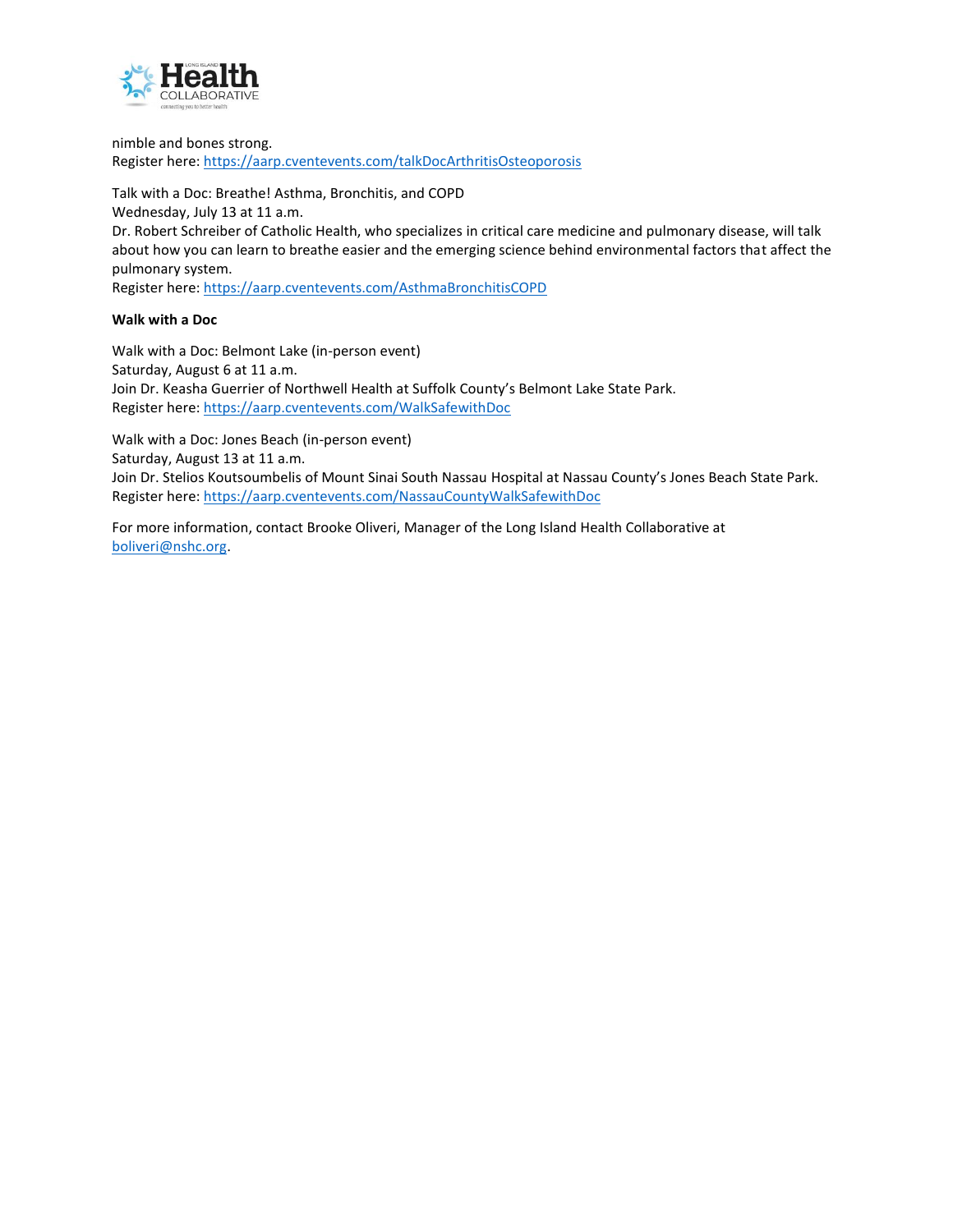nimble and bones strong.
Register here: https://aarp.cventevents.com/talkDocArthritisOsteoporosis

Talk with a Doc: Breathe! Asthma, Bronchitis, and COPD
Wednesday, July 13 at 11 a.m.
Dr. Robert Schreiber of Catholic Health, who specializes in critical care medicine and pulmonary disease, will talk about how you can learn to breathe easier and the emerging science behind environmental factors that affect the pulmonary system.
Register here: https://aarp.cventevents.com/AsthmaBronchitisCOPD

**Walk with a Doc**

Walk with a Doc: Belmont Lake (in-person event)
Saturday, August 6 at 11 a.m.
Join Dr. Keasha Guerrier of Northwell Health at Suffolk County's Belmont Lake State Park.
Register here: https://aarp.cventevents.com/WalkSafewithDoc

Walk with a Doc: Jones Beach (in-person event)
Saturday, August 13 at 11 a.m.
Join Dr. Stelios Koutsoumbelis of Mount Sinai South Nassau Hospital at Nassau County's Jones Beach State Park.
Register here: https://aarp.cventevents.com/NassauCountyWalkSafewithDoc

For more information, contact Brooke Oliveri, Manager of the Long Island Health Collaborative at boliveri@nshc.org.